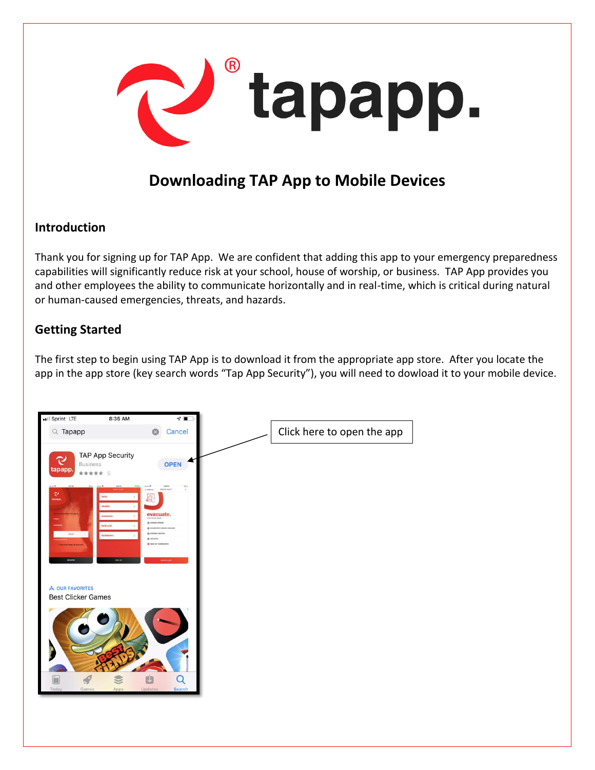# Downloading TAP App to Mobile Devices

## Introduction

Thank you for signing up for TAP App. We are confident that adding this app to your emergency preparedness capabilities will significantly reduce risk at your school, house of worship, or business. TAP App provides you and other employees the ability to communicate horizontally and in real-time, which is critical during natural or human-caused emergencies, threats, and hazards.

## Getting Started

The first step to begin using TAP App is to download it from the appropriate app store. After you locate the app in the app store (key search words "Tap App Security"), you will need to dowload it to your mobile device.

Click here to open the app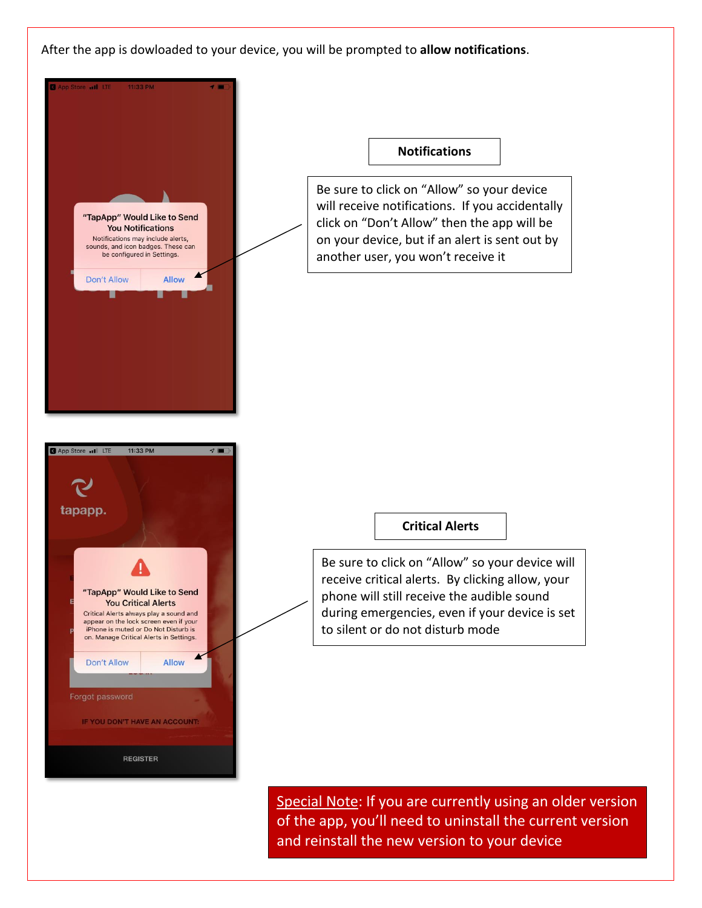After the app is dowloaded to your device, you will be prompted to **allow notifications**.

**Notifications**

Be sure to click on “Allow” so your device will receive notifications. If you accidentally click on “Don’t Allow” then the app will be on your device, but if an alert is sent out by another user, you won’t receive it

**Critical Alerts**

Be sure to click on “Allow” so your device will receive critical alerts. By clicking allow, your phone will still receive the audible sound during emergencies, even if your device is set to silent or do not disturb mode

Special Note: If you are currently using an older version of the app, you’ll need to uninstall the current version and reinstall the new version to your device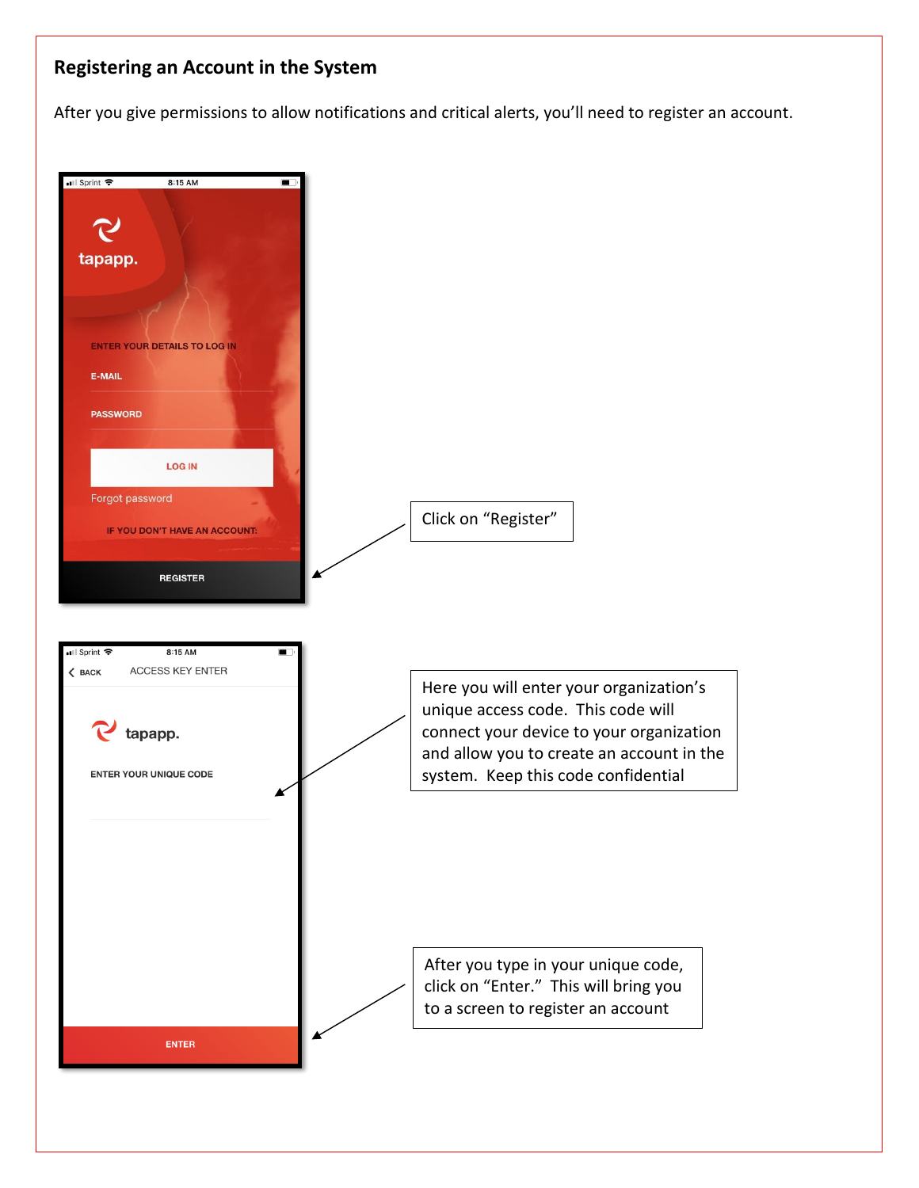## Registering an Account in the System

After you give permissions to allow notifications and critical alerts, you'll need to register an account.

Sprint 8:15 AM

tapapp.

ENTER YOUR DETAILS TO LOG IN

E-MAIL

PASSWORD

LOG IN

Forgot password

IF YOU DON'T HAVE AN ACCOUNT:

REGISTER

Click on "Register"

Sprint 8:15 AM

BACK ACCESS KEY ENTER

tapapp.

ENTER YOUR UNIQUE CODE

ENTER

Here you will enter your organization's unique access code. This code will connect your device to your organization and allow you to create an account in the system. Keep this code confidential

After you type in your unique code, click on "Enter." This will bring you to a screen to register an account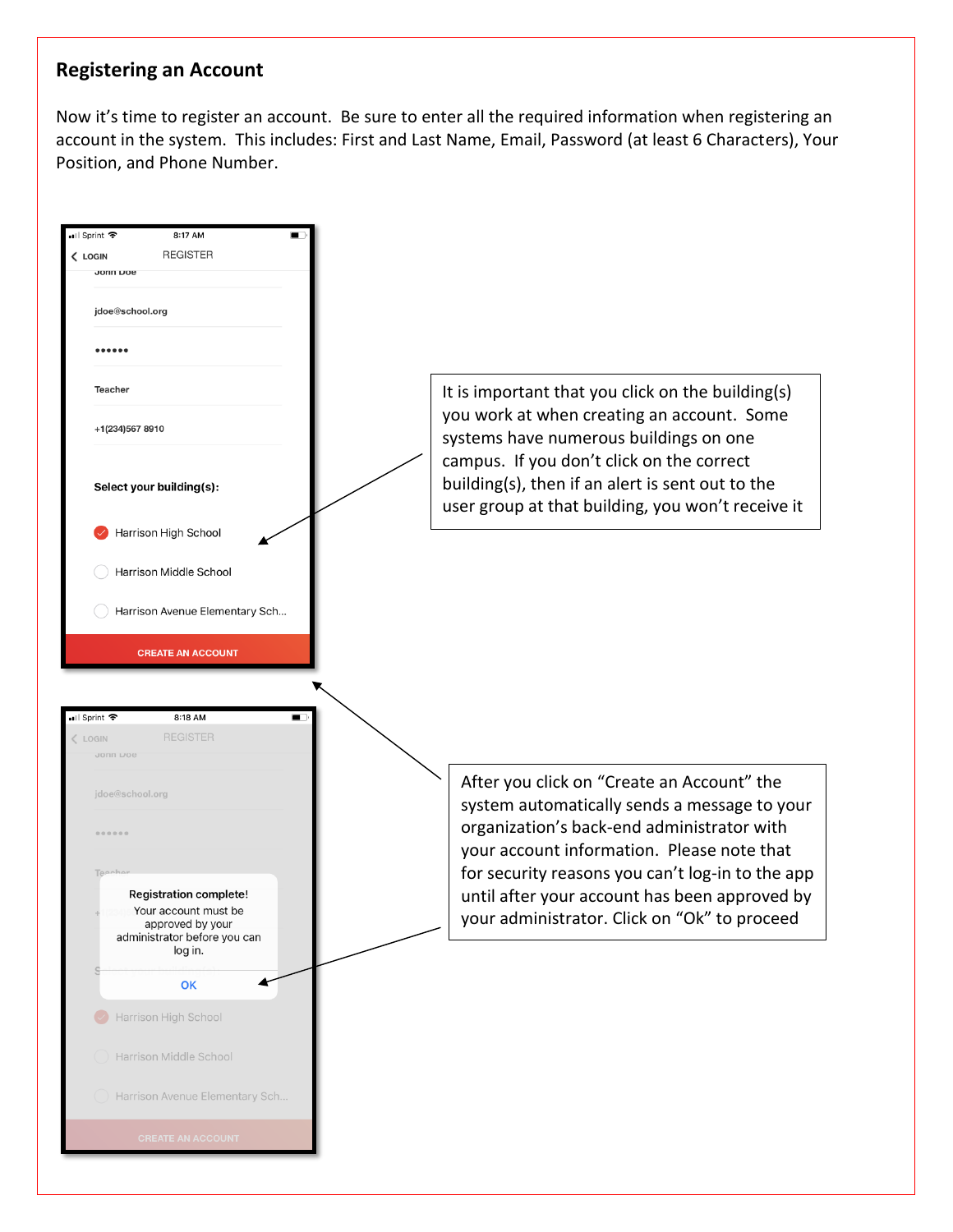## Registering an Account

Now it's time to register an account. Be sure to enter all the required information when registering an account in the system. This includes: First and Last Name, Email, Password (at least 6 Characters), Your Position, and Phone Number.

It is important that you click on the building(s) you work at when creating an account. Some systems have numerous buildings on one campus. If you don't click on the correct building(s), then if an alert is sent out to the user group at that building, you won't receive it

After you click on "Create an Account" the system automatically sends a message to your organization's back-end administrator with your account information. Please note that for security reasons you can't log-in to the app until after your account has been approved by your administrator. Click on "Ok" to proceed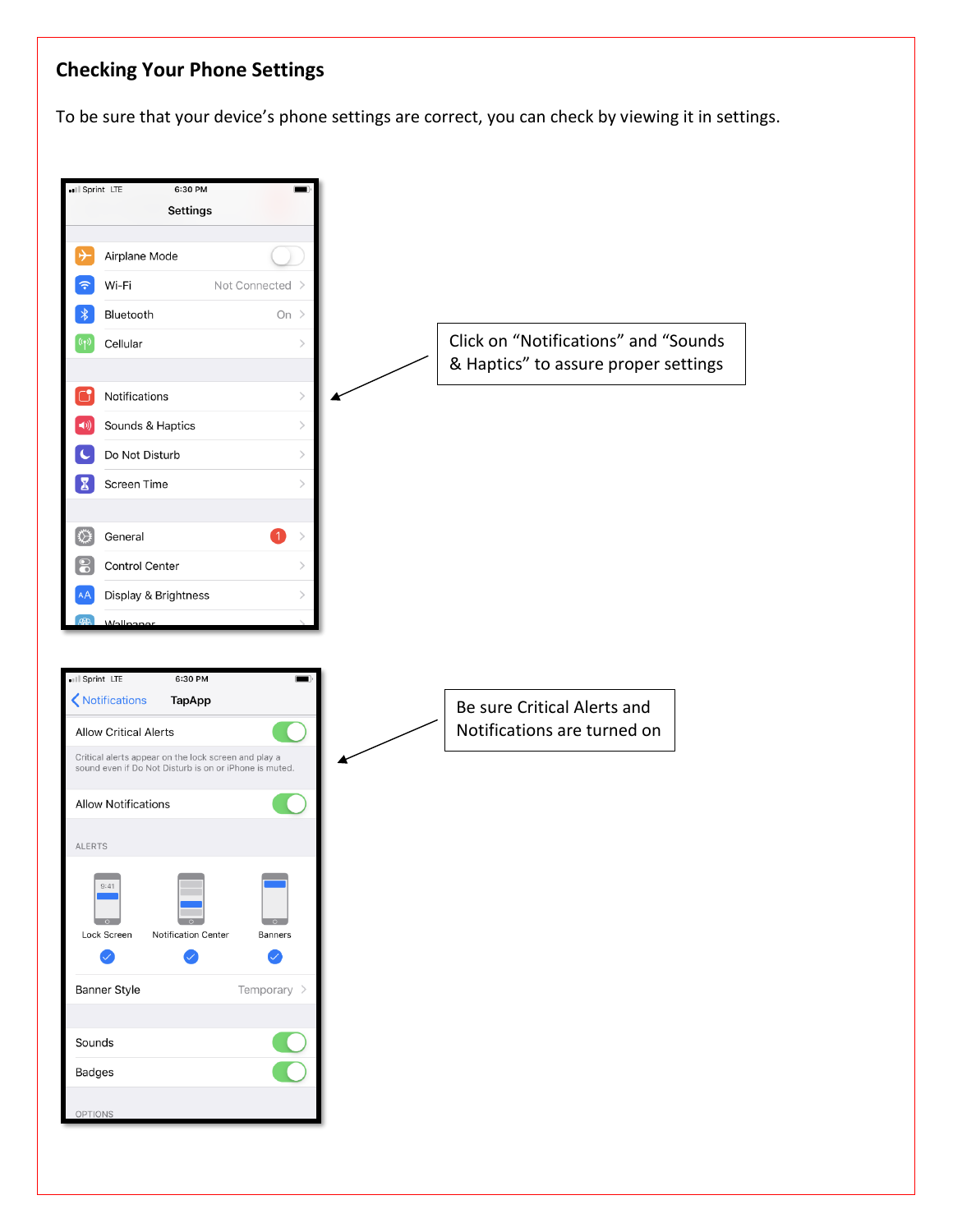## Checking Your Phone Settings

To be sure that your device's phone settings are correct, you can check by viewing it in settings.

Click on "Notifications" and "Sounds & Haptics" to assure proper settings

Be sure Critical Alerts and Notifications are turned on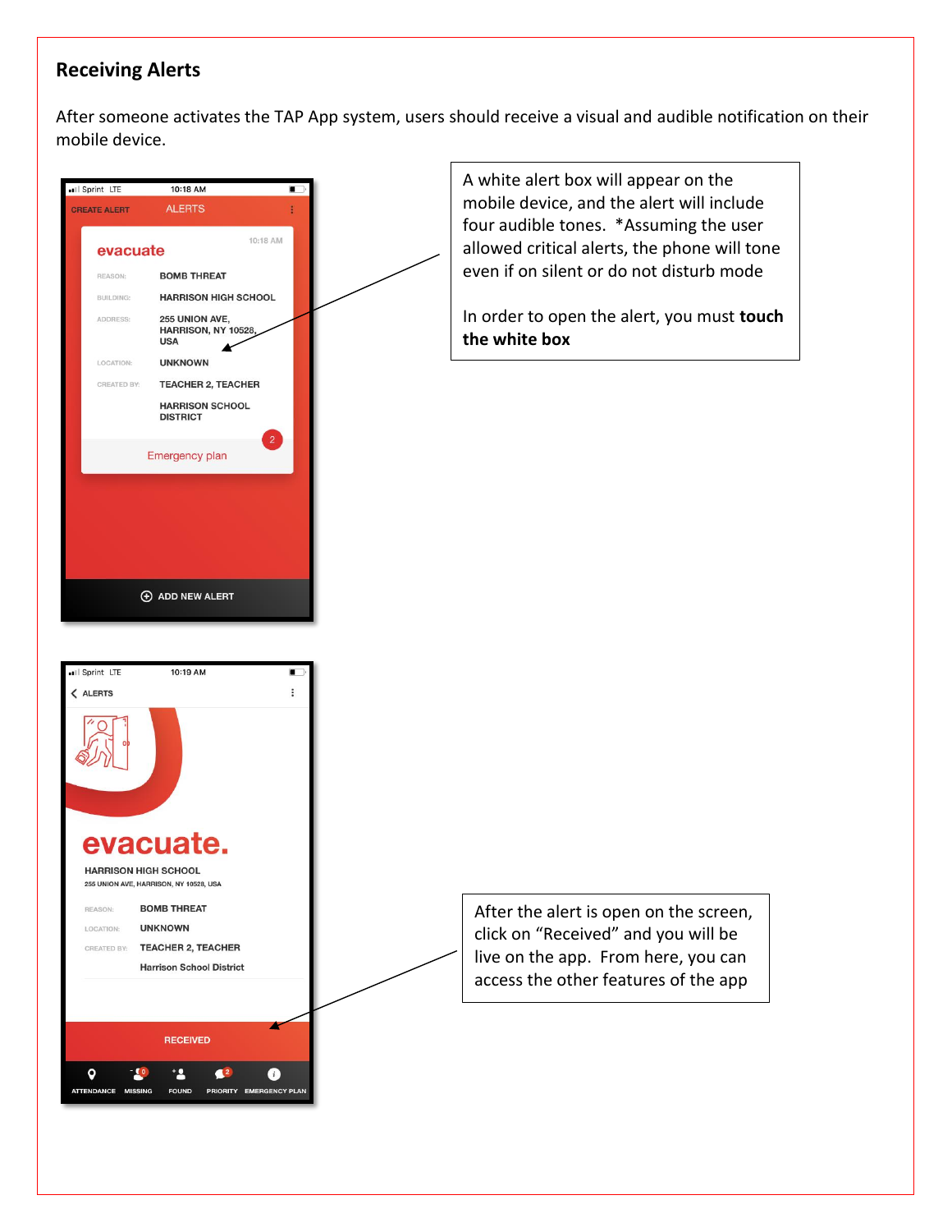## Receiving Alerts

After someone activates the TAP App system, users should receive a visual and audible notification on their mobile device.

Sprint LTE 10:18 AM

CREATE ALERT ALERTS

evacuate 10:18 AM

REASON: BOMB THREAT

BUILDING: HARRISON HIGH SCHOOL

ADDRESS: 255 UNION AVE, HARRISON, NY 10528, USA

LOCATION: UNKNOWN

CREATED BY: TEACHER 2, TEACHER

HARRISON SCHOOL DISTRICT

Emergency plan 2

ADD NEW ALERT

A white alert box will appear on the mobile device, and the alert will include four audible tones. *Assuming the user allowed critical alerts, the phone will tone even if on silent or do not disturb mode

In order to open the alert, you must **touch the white box**

Sprint LTE 10:19 AM

ALERTS

evacuate.

HARRISON HIGH SCHOOL

255 UNION AVE, HARRISON, NY 10528, USA

REASON: BOMB THREAT

LOCATION: UNKNOWN

CREATED BY: TEACHER 2, TEACHER

Harrison School District

RECEIVED

ATTENDANCE MISSING FOUND PRIORITY EMERGENCY PLAN

After the alert is open on the screen, click on "Received" and you will be live on the app. From here, you can access the other features of the app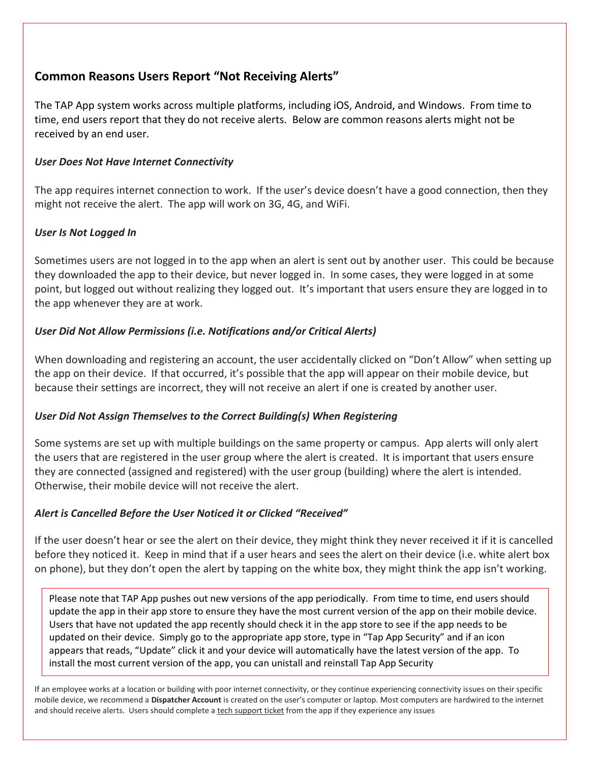## Common Reasons Users Report "Not Receiving Alerts"

The TAP App system works across multiple platforms, including iOS, Android, and Windows. From time to time, end users report that they do not receive alerts. Below are common reasons alerts might not be received by an end user.

### *User Does Not Have Internet Connectivity*

The app requires internet connection to work. If the user's device doesn't have a good connection, then they might not receive the alert. The app will work on 3G, 4G, and WiFi.

### *User Is Not Logged In*

Sometimes users are not logged in to the app when an alert is sent out by another user. This could be because they downloaded the app to their device, but never logged in. In some cases, they were logged in at some point, but logged out without realizing they logged out. It's important that users ensure they are logged in to the app whenever they are at work.

### *User Did Not Allow Permissions (i.e. Notifications and/or Critical Alerts)*

When downloading and registering an account, the user accidentally clicked on "Don't Allow" when setting up the app on their device. If that occurred, it's possible that the app will appear on their mobile device, but because their settings are incorrect, they will not receive an alert if one is created by another user.

### *User Did Not Assign Themselves to the Correct Building(s) When Registering*

Some systems are set up with multiple buildings on the same property or campus. App alerts will only alert the users that are registered in the user group where the alert is created. It is important that users ensure they are connected (assigned and registered) with the user group (building) where the alert is intended. Otherwise, their mobile device will not receive the alert.

### *Alert is Cancelled Before the User Noticed it or Clicked "Received"*

If the user doesn't hear or see the alert on their device, they might think they never received it if it is cancelled before they noticed it. Keep in mind that if a user hears and sees the alert on their device (i.e. white alert box on phone), but they don't open the alert by tapping on the white box, they might think the app isn't working.

> Please note that TAP App pushes out new versions of the app periodically. From time to time, end users should update the app in their app store to ensure they have the most current version of the app on their mobile device. Users that have not updated the app recently should check it in the app store to see if the app needs to be updated on their device. Simply go to the appropriate app store, type in "Tap App Security" and if an icon appears that reads, "Update" click it and your device will automatically have the latest version of the app. To install the most current version of the app, you can unistall and reinstall Tap App Security

If an employee works at a location or building with poor internet connectivity, or they continue experiencing connectivity issues on their specific mobile device, we recommend a **Dispatcher Account** is created on the user's computer or laptop. Most computers are hardwired to the internet and should receive alerts. Users should complete a tech support ticket from the app if they experience any issues